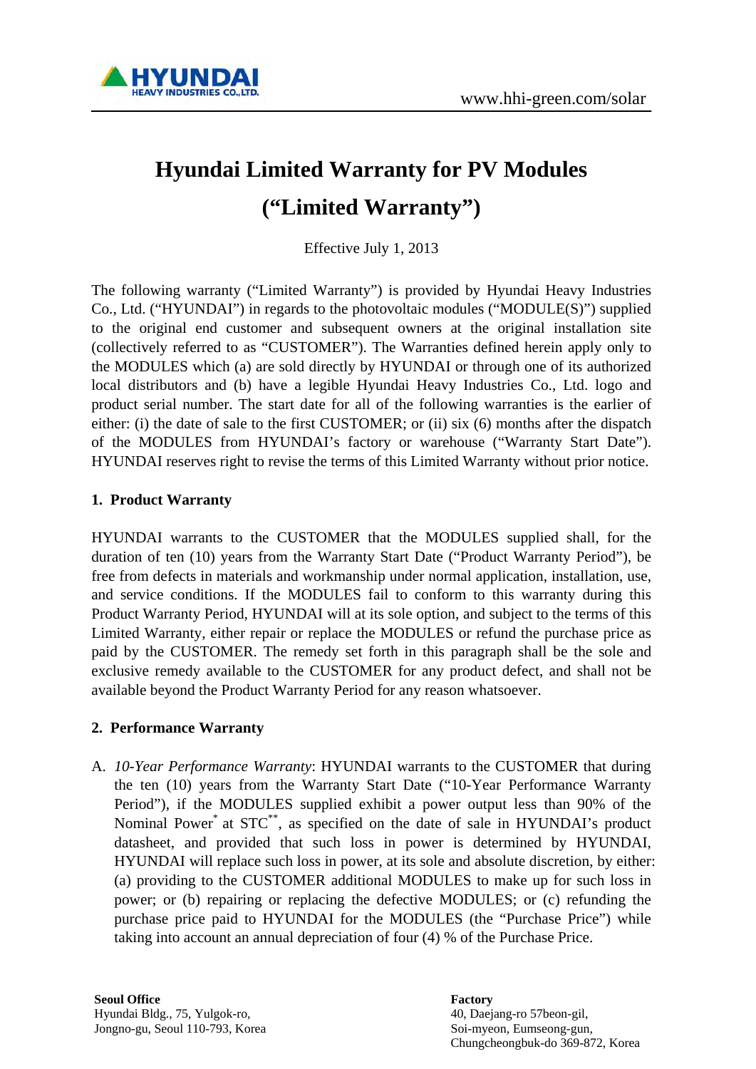# Hyundai Limited Warranty for PV Modules ("Limited Warranty")

Effective July 1, 2013

The following warranty ("Limited Warranty") is provided by Hyundai Heavy Industries Co., Ltd. ("HYUNDAI") in regards to the photovoltaic modules ("MODULE(S)") supplied to the original end customer and subsequent owners at the original installation site (collectively referred to as "CUSTOMER"). The Warranties defined herein apply only to the MODULES which (a) are sold directly by HYUNDAI or through one of its authorized local distributors and (b) have a legible Hyundai Heavy Industries Co., Ltd. logo and product serial number. The start date for all of the following warranties is the earlier of either: (i) the date of sale to the first CUSTOMER; or (ii) six (6) months after the dispatch of the MODULES from HYUNDAI's factory or warehouse ("Warranty Start Date"). HYUNDAI reserves right to revise the terms of this Limited Warranty without prior notice.

## 1. Product Warranty

HYUNDAI warrants to the CUSTOMER that the MODULES supplied shall, for the duration of ten (10) years from the Warranty Start Date ("Product Warranty Period"), be free from defects in materials and workmanship under normal application, installation, use, and service conditions. If the MODULES fail to conform to this warranty during this Product Warranty Period, HYUNDAI will at its sole option, and subject to the terms of this Limited Warranty, either repair or replace the MODULES or refund the purchase price as paid by the CUSTOMER. The remedy set forth in this paragraph shall be the sole and exclusive remedy available to the CUSTOMER for any product defect, and shall not be available beyond the Product Warranty Period for any reason whatsoever.

## 2. Performance Warranty

A. *10-Year Performance Warranty*: HYUNDAI warrants to the CUSTOMER that during the ten (10) years from the Warranty Start Date ("10-Year Performance Warranty Period"), if the MODULES supplied exhibit a power output less than 90% of the Nominal Power* at STC**, as specified on the date of sale in HYUNDAI's product datasheet, and provided that such loss in power is determined by HYUNDAI, HYUNDAI will replace such loss in power, at its sole and absolute discretion, by either: (a) providing to the CUSTOMER additional MODULES to make up for such loss in power; or (b) repairing or replacing the defective MODULES; or (c) refunding the purchase price paid to HYUNDAI for the MODULES (the "Purchase Price") while taking into account an annual depreciation of four (4) % of the Purchase Price.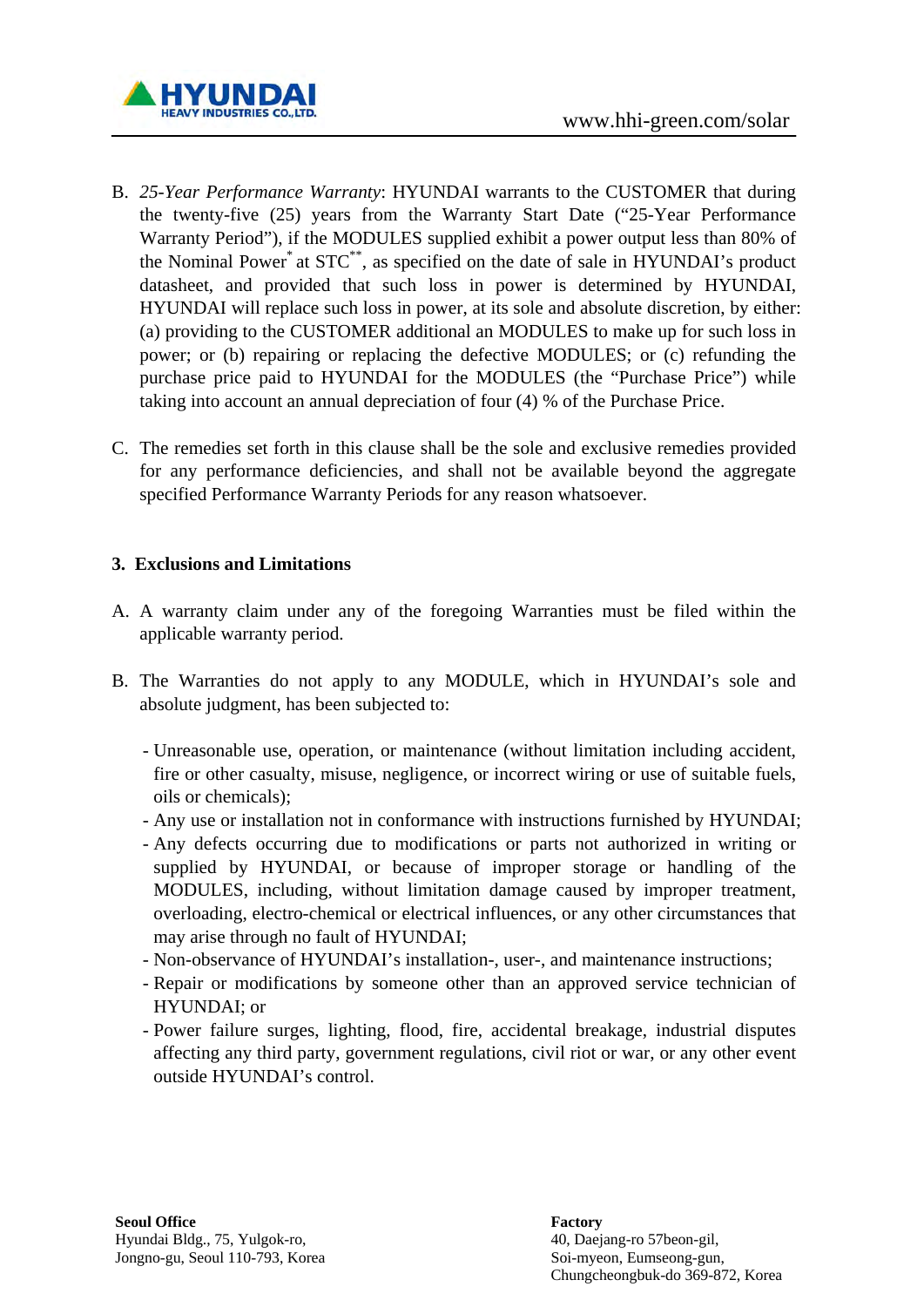B. *25-Year Performance Warranty*: HYUNDAI warrants to the CUSTOMER that during the twenty-five (25) years from the Warranty Start Date ("25-Year Performance Warranty Period"), if the MODULES supplied exhibit a power output less than 80% of the Nominal Power* at STC**, as specified on the date of sale in HYUNDAI's product datasheet, and provided that such loss in power is determined by HYUNDAI, HYUNDAI will replace such loss in power, at its sole and absolute discretion, by either: (a) providing to the CUSTOMER additional an MODULES to make up for such loss in power; or (b) repairing or replacing the defective MODULES; or (c) refunding the purchase price paid to HYUNDAI for the MODULES (the "Purchase Price") while taking into account an annual depreciation of four (4) % of the Purchase Price.

C. The remedies set forth in this clause shall be the sole and exclusive remedies provided for any performance deficiencies, and shall not be available beyond the aggregate specified Performance Warranty Periods for any reason whatsoever.

## 3. Exclusions and Limitations

A. A warranty claim under any of the foregoing Warranties must be filed within the applicable warranty period.

B. The Warranties do not apply to any MODULE, which in HYUNDAI's sole and absolute judgment, has been subjected to:

- Unreasonable use, operation, or maintenance (without limitation including accident, fire or other casualty, misuse, negligence, or incorrect wiring or use of suitable fuels, oils or chemicals);
- Any use or installation not in conformance with instructions furnished by HYUNDAI;
- Any defects occurring due to modifications or parts not authorized in writing or supplied by HYUNDAI, or because of improper storage or handling of the MODULES, including, without limitation damage caused by improper treatment, overloading, electro-chemical or electrical influences, or any other circumstances that may arise through no fault of HYUNDAI;
- Non-observance of HYUNDAI's installation-, user-, and maintenance instructions;
- Repair or modifications by someone other than an approved service technician of HYUNDAI; or
- Power failure surges, lighting, flood, fire, accidental breakage, industrial disputes affecting any third party, government regulations, civil riot or war, or any other event outside HYUNDAI's control.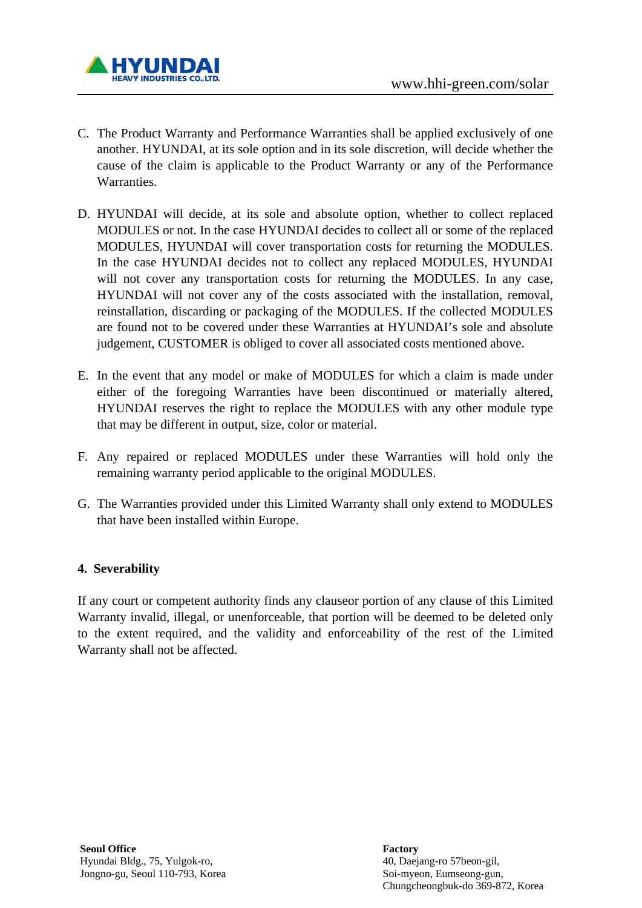C. The Product Warranty and Performance Warranties shall be applied exclusively of one another. HYUNDAI, at its sole option and in its sole discretion, will decide whether the cause of the claim is applicable to the Product Warranty or any of the Performance Warranties.

D. HYUNDAI will decide, at its sole and absolute option, whether to collect replaced MODULES or not. In the case HYUNDAI decides to collect all or some of the replaced MODULES, HYUNDAI will cover transportation costs for returning the MODULES. In the case HYUNDAI decides not to collect any replaced MODULES, HYUNDAI will not cover any transportation costs for returning the MODULES. In any case, HYUNDAI will not cover any of the costs associated with the installation, removal, reinstallation, discarding or packaging of the MODULES. If the collected MODULES are found not to be covered under these Warranties at HYUNDAI's sole and absolute judgement, CUSTOMER is obliged to cover all associated costs mentioned above.

E. In the event that any model or make of MODULES for which a claim is made under either of the foregoing Warranties have been discontinued or materially altered, HYUNDAI reserves the right to replace the MODULES with any other module type that may be different in output, size, color or material.

F. Any repaired or replaced MODULES under these Warranties will hold only the remaining warranty period applicable to the original MODULES.

G. The Warranties provided under this Limited Warranty shall only extend to MODULES that have been installed within Europe.

## 4. Severability

If any court or competent authority finds any clauseor portion of any clause of this Limited Warranty invalid, illegal, or unenforceable, that portion will be deemed to be deleted only to the extent required, and the validity and enforceability of the rest of the Limited Warranty shall not be affected.

**Seoul Office**
Hyundai Bldg., 75, Yulgok-ro,
Jongno-gu, Seoul 110-793, Korea

**Factory**
40, Daejang-ro 57beon-gil,
Soi-myeon, Eumseong-gun,
Chungcheongbuk-do 369-872, Korea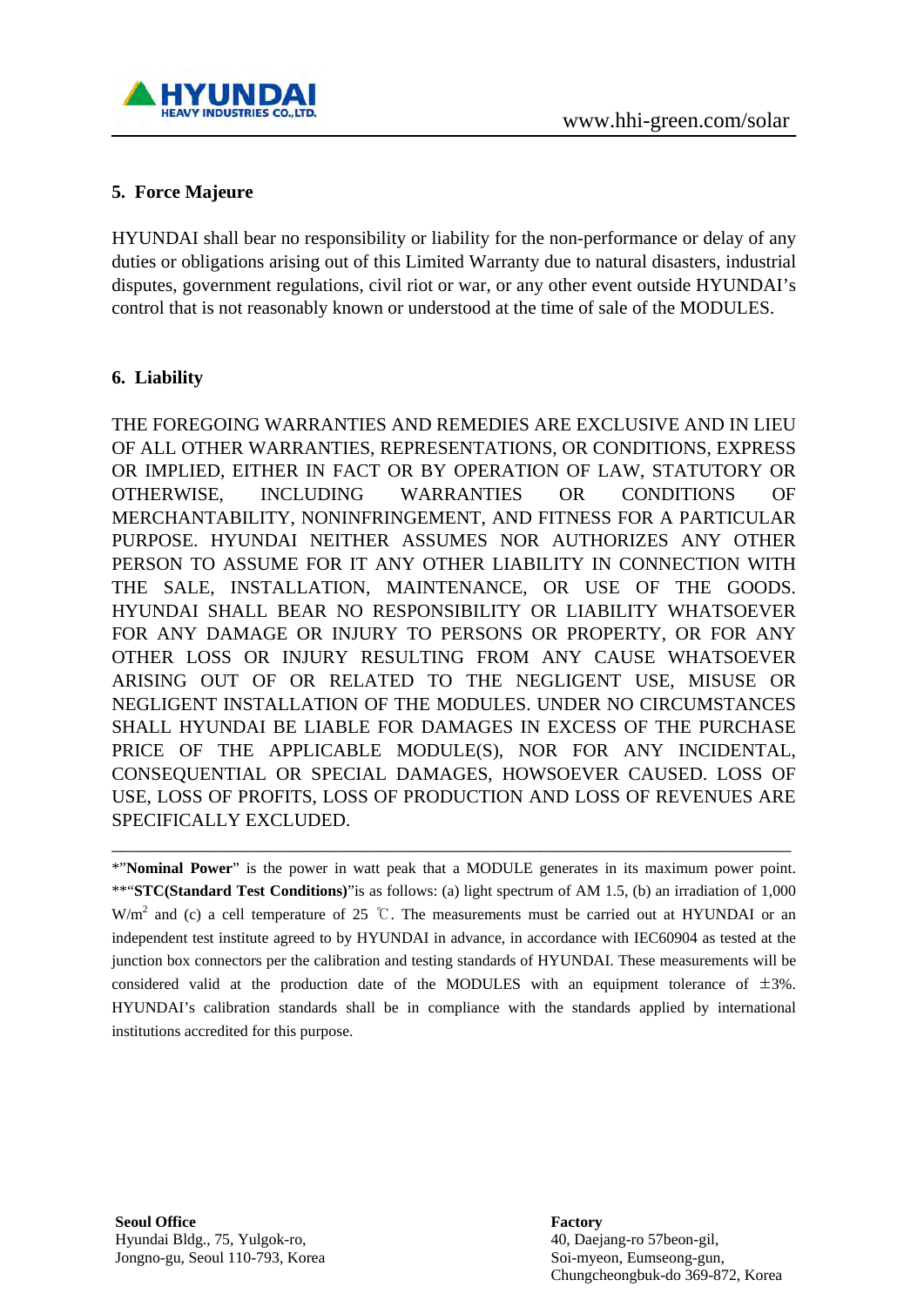## 5. Force Majeure

HYUNDAI shall bear no responsibility or liability for the non-performance or delay of any duties or obligations arising out of this Limited Warranty due to natural disasters, industrial disputes, government regulations, civil riot or war, or any other event outside HYUNDAI's control that is not reasonably known or understood at the time of sale of the MODULES.

## 6. Liability

THE FOREGOING WARRANTIES AND REMEDIES ARE EXCLUSIVE AND IN LIEU OF ALL OTHER WARRANTIES, REPRESENTATIONS, OR CONDITIONS, EXPRESS OR IMPLIED, EITHER IN FACT OR BY OPERATION OF LAW, STATUTORY OR OTHERWISE, INCLUDING WARRANTIES OR CONDITIONS OF MERCHANTABILITY, NONINFRINGEMENT, AND FITNESS FOR A PARTICULAR PURPOSE. HYUNDAI NEITHER ASSUMES NOR AUTHORIZES ANY OTHER PERSON TO ASSUME FOR IT ANY OTHER LIABILITY IN CONNECTION WITH THE SALE, INSTALLATION, MAINTENANCE, OR USE OF THE GOODS. HYUNDAI SHALL BEAR NO RESPONSIBILITY OR LIABILITY WHATSOEVER FOR ANY DAMAGE OR INJURY TO PERSONS OR PROPERTY, OR FOR ANY OTHER LOSS OR INJURY RESULTING FROM ANY CAUSE WHATSOEVER ARISING OUT OF OR RELATED TO THE NEGLIGENT USE, MISUSE OR NEGLIGENT INSTALLATION OF THE MODULES. UNDER NO CIRCUMSTANCES SHALL HYUNDAI BE LIABLE FOR DAMAGES IN EXCESS OF THE PURCHASE PRICE OF THE APPLICABLE MODULE(S), NOR FOR ANY INCIDENTAL, CONSEQUENTIAL OR SPECIAL DAMAGES, HOWSOEVER CAUSED. LOSS OF USE, LOSS OF PROFITS, LOSS OF PRODUCTION AND LOSS OF REVENUES ARE SPECIFICALLY EXCLUDED.

---

*"**Nominal Power**" is the power in watt peak that a MODULE generates in its maximum power point. **"**STC(Standard Test Conditions)**"is as follows: (a) light spectrum of AM 1.5, (b) an irradiation of 1,000 W/m$^2$ and (c) a cell temperature of 25 ℃. The measurements must be carried out at HYUNDAI or an independent test institute agreed to by HYUNDAI in advance, in accordance with IEC60904 as tested at the junction box connectors per the calibration and testing standards of HYUNDAI. These measurements will be considered valid at the production date of the MODULES with an equipment tolerance of ±3%. HYUNDAI's calibration standards shall be in compliance with the standards applied by international institutions accredited for this purpose.

**Seoul Office**
Hyundai Bldg., 75, Yulgok-ro,
Jongno-gu, Seoul 110-793, Korea

**Factory**
40, Daejang-ro 57beon-gil,
Soi-myeon, Eumseong-gun,
Chungcheongbuk-do 369-872, Korea